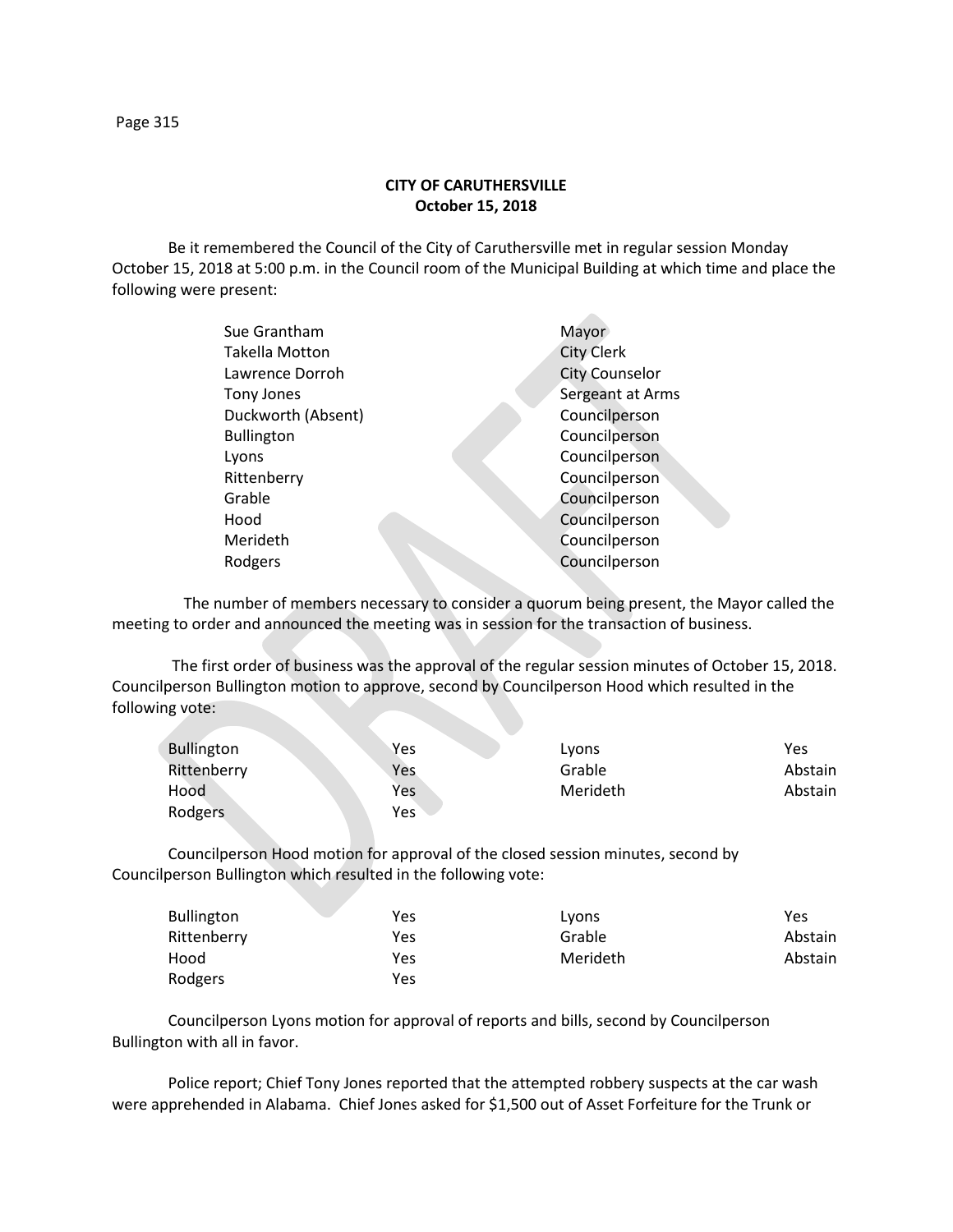**CITY OF CARUTHERSVILLE**
**October 15, 2018**

Be it remembered the Council of the City of Caruthersville met in regular session Monday October 15, 2018 at 5:00 p.m. in the Council room of the Municipal Building at which time and place the following were present:

| | |
|---|---|
| Sue Grantham | Mayor |
| Takella Motton | City Clerk |
| Lawrence Dorroh | City Counselor |
| Tony Jones | Sergeant at Arms |
| Duckworth (Absent) | Councilperson |
| Bullington | Councilperson |
| Lyons | Councilperson |
| Rittenberry | Councilperson |
| Grable | Councilperson |
| Hood | Councilperson |
| Merideth | Councilperson |
| Rodgers | Councilperson |

The number of members necessary to consider a quorum being present, the Mayor called the meeting to order and announced the meeting was in session for the transaction of business.

The first order of business was the approval of the regular session minutes of October 15, 2018. Councilperson Bullington motion to approve, second by Councilperson Hood which resulted in the following vote:

| | | | |
|---|---|---|---|
| Bullington | Yes | Lyons | Yes |
| Rittenberry | Yes | Grable | Abstain |
| Hood | Yes | Merideth | Abstain |
| Rodgers | Yes | | |

Councilperson Hood motion for approval of the closed session minutes, second by Councilperson Bullington which resulted in the following vote:

| | | | |
|---|---|---|---|
| Bullington | Yes | Lyons | Yes |
| Rittenberry | Yes | Grable | Abstain |
| Hood | Yes | Merideth | Abstain |
| Rodgers | Yes | | |

Councilperson Lyons motion for approval of reports and bills, second by Councilperson Bullington with all in favor.

Police report; Chief Tony Jones reported that the attempted robbery suspects at the car wash were apprehended in Alabama. Chief Jones asked for $1,500 out of Asset Forfeiture for the Trunk or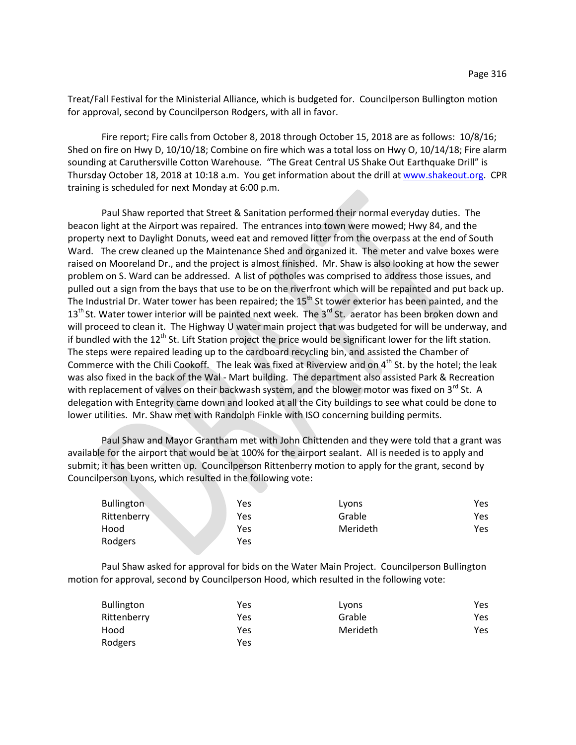Treat/Fall Festival for the Ministerial Alliance, which is budgeted for. Councilperson Bullington motion for approval, second by Councilperson Rodgers, with all in favor.

Fire report; Fire calls from October 8, 2018 through October 15, 2018 are as follows: 10/8/16; Shed on fire on Hwy D, 10/10/18; Combine on fire which was a total loss on Hwy O, 10/14/18; Fire alarm sounding at Caruthersville Cotton Warehouse. "The Great Central US Shake Out Earthquake Drill" is Thursday October 18, 2018 at 10:18 a.m. You get information about the drill at www.shakeout.org. CPR training is scheduled for next Monday at 6:00 p.m.

Paul Shaw reported that Street & Sanitation performed their normal everyday duties. The beacon light at the Airport was repaired. The entrances into town were mowed; Hwy 84, and the property next to Daylight Donuts, weed eat and removed litter from the overpass at the end of South Ward. The crew cleaned up the Maintenance Shed and organized it. The meter and valve boxes were raised on Mooreland Dr., and the project is almost finished. Mr. Shaw is also looking at how the sewer problem on S. Ward can be addressed. A list of potholes was comprised to address those issues, and pulled out a sign from the bays that use to be on the riverfront which will be repainted and put back up. The Industrial Dr. Water tower has been repaired; the 15th St tower exterior has been painted, and the 13th St. Water tower interior will be painted next week. The 3rd St. aerator has been broken down and will proceed to clean it. The Highway U water main project that was budgeted for will be underway, and if bundled with the 12th St. Lift Station project the price would be significant lower for the lift station. The steps were repaired leading up to the cardboard recycling bin, and assisted the Chamber of Commerce with the Chili Cookoff. The leak was fixed at Riverview and on 4th St. by the hotel; the leak was also fixed in the back of the Wal - Mart building. The department also assisted Park & Recreation with replacement of valves on their backwash system, and the blower motor was fixed on 3rd St. A delegation with Entegrity came down and looked at all the City buildings to see what could be done to lower utilities. Mr. Shaw met with Randolph Finkle with ISO concerning building permits.

Paul Shaw and Mayor Grantham met with John Chittenden and they were told that a grant was available for the airport that would be at 100% for the airport sealant. All is needed is to apply and submit; it has been written up. Councilperson Rittenberry motion to apply for the grant, second by Councilperson Lyons, which resulted in the following vote:

| | | | |
|---|---|---|---|
| Bullington | Yes | Lyons | Yes |
| Rittenberry | Yes | Grable | Yes |
| Hood | Yes | Merideth | Yes |
| Rodgers | Yes | | |

Paul Shaw asked for approval for bids on the Water Main Project. Councilperson Bullington motion for approval, second by Councilperson Hood, which resulted in the following vote:

| | | | |
|---|---|---|---|
| Bullington | Yes | Lyons | Yes |
| Rittenberry | Yes | Grable | Yes |
| Hood | Yes | Merideth | Yes |
| Rodgers | Yes | | |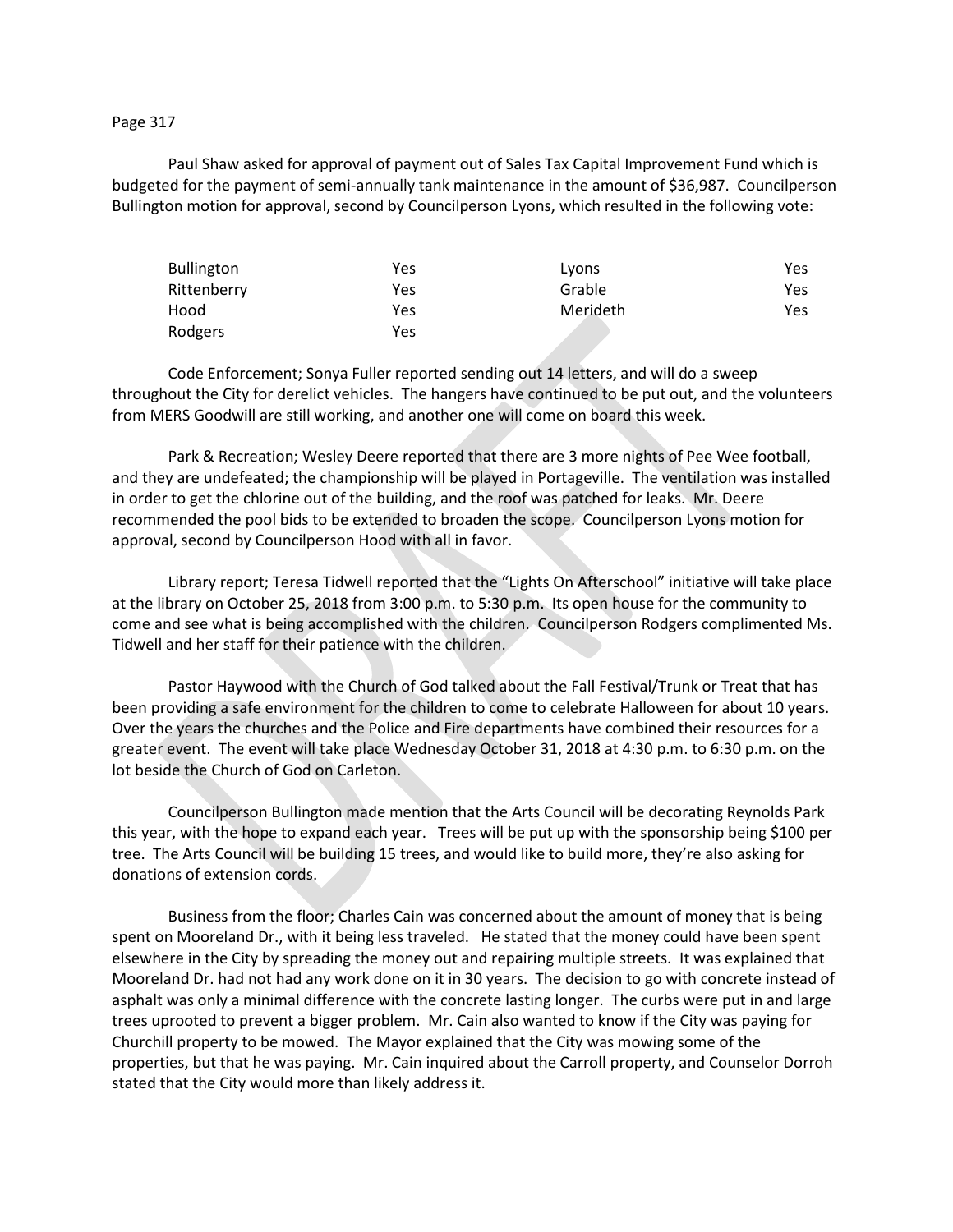Paul Shaw asked for approval of payment out of Sales Tax Capital Improvement Fund which is budgeted for the payment of semi-annually tank maintenance in the amount of $36,987. Councilperson Bullington motion for approval, second by Councilperson Lyons, which resulted in the following vote:

| | | | |
|---|---|---|---|
| Bullington | Yes | Lyons | Yes |
| Rittenberry | Yes | Grable | Yes |
| Hood | Yes | Merideth | Yes |
| Rodgers | Yes | | |

Code Enforcement; Sonya Fuller reported sending out 14 letters, and will do a sweep throughout the City for derelict vehicles. The hangers have continued to be put out, and the volunteers from MERS Goodwill are still working, and another one will come on board this week.

Park & Recreation; Wesley Deere reported that there are 3 more nights of Pee Wee football, and they are undefeated; the championship will be played in Portageville. The ventilation was installed in order to get the chlorine out of the building, and the roof was patched for leaks. Mr. Deere recommended the pool bids to be extended to broaden the scope. Councilperson Lyons motion for approval, second by Councilperson Hood with all in favor.

Library report; Teresa Tidwell reported that the "Lights On Afterschool" initiative will take place at the library on October 25, 2018 from 3:00 p.m. to 5:30 p.m. Its open house for the community to come and see what is being accomplished with the children. Councilperson Rodgers complimented Ms. Tidwell and her staff for their patience with the children.

Pastor Haywood with the Church of God talked about the Fall Festival/Trunk or Treat that has been providing a safe environment for the children to come to celebrate Halloween for about 10 years. Over the years the churches and the Police and Fire departments have combined their resources for a greater event. The event will take place Wednesday October 31, 2018 at 4:30 p.m. to 6:30 p.m. on the lot beside the Church of God on Carleton.

Councilperson Bullington made mention that the Arts Council will be decorating Reynolds Park this year, with the hope to expand each year. Trees will be put up with the sponsorship being $100 per tree. The Arts Council will be building 15 trees, and would like to build more, they're also asking for donations of extension cords.

Business from the floor; Charles Cain was concerned about the amount of money that is being spent on Mooreland Dr., with it being less traveled. He stated that the money could have been spent elsewhere in the City by spreading the money out and repairing multiple streets. It was explained that Mooreland Dr. had not had any work done on it in 30 years. The decision to go with concrete instead of asphalt was only a minimal difference with the concrete lasting longer. The curbs were put in and large trees uprooted to prevent a bigger problem. Mr. Cain also wanted to know if the City was paying for Churchill property to be mowed. The Mayor explained that the City was mowing some of the properties, but that he was paying. Mr. Cain inquired about the Carroll property, and Counselor Dorroh stated that the City would more than likely address it.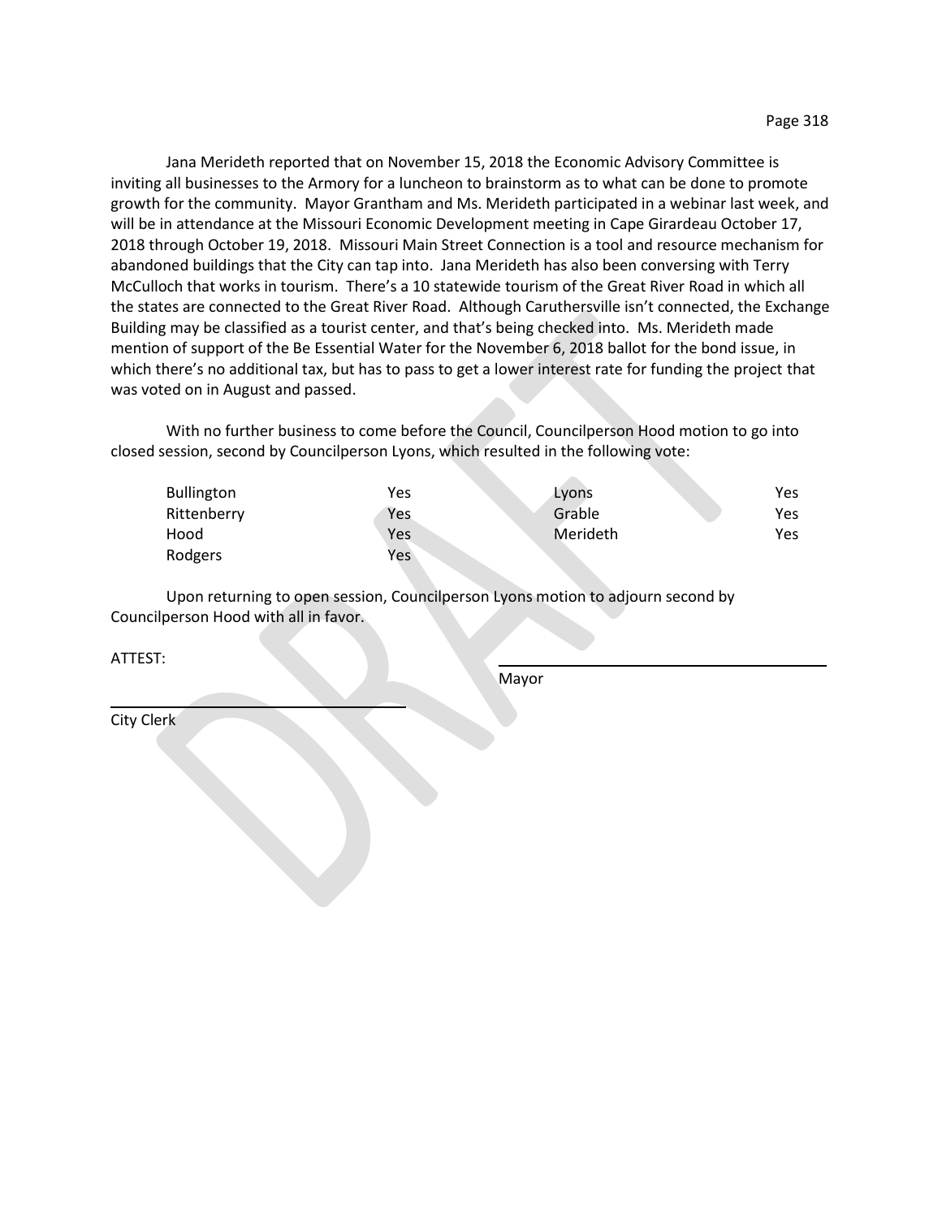Jana Merideth reported that on November 15, 2018 the Economic Advisory Committee is inviting all businesses to the Armory for a luncheon to brainstorm as to what can be done to promote growth for the community. Mayor Grantham and Ms. Merideth participated in a webinar last week, and will be in attendance at the Missouri Economic Development meeting in Cape Girardeau October 17, 2018 through October 19, 2018. Missouri Main Street Connection is a tool and resource mechanism for abandoned buildings that the City can tap into. Jana Merideth has also been conversing with Terry McCulloch that works in tourism. There's a 10 statewide tourism of the Great River Road in which all the states are connected to the Great River Road. Although Caruthersville isn't connected, the Exchange Building may be classified as a tourist center, and that's being checked into. Ms. Merideth made mention of support of the Be Essential Water for the November 6, 2018 ballot for the bond issue, in which there's no additional tax, but has to pass to get a lower interest rate for funding the project that was voted on in August and passed.

With no further business to come before the Council, Councilperson Hood motion to go into closed session, second by Councilperson Lyons, which resulted in the following vote:

| | | | |
|---|---|---|---|
| Bullington | Yes | Lyons | Yes |
| Rittenberry | Yes | Grable | Yes |
| Hood | Yes | Merideth | Yes |
| Rodgers | Yes | | |

Upon returning to open session, Councilperson Lyons motion to adjourn second by Councilperson Hood with all in favor.

ATTEST:

\_\_\_\_\_\_\_\_\_\_\_\_\_\_\_\_\_\_\_\_\_\_\_\_\_\_\_\_\_\_\_\_\_\_\_\_
Mayor

\_\_\_\_\_\_\_\_\_\_\_\_\_\_\_\_\_\_\_\_\_\_\_\_\_\_\_\_\_\_\_\_\_\_\_\_
City Clerk

DRAFT